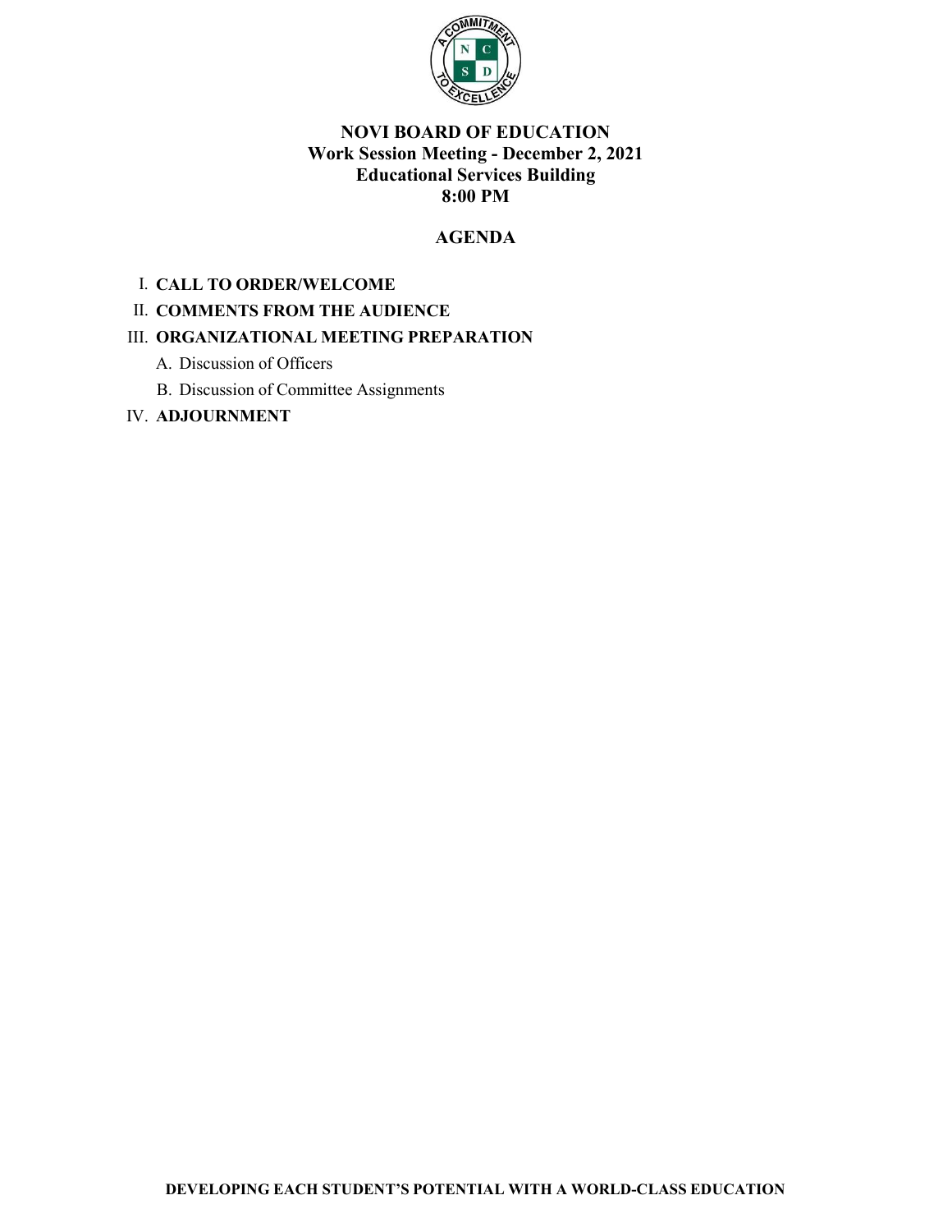# NOVI BOARD OF EDUCATION

**Work Session Meeting - December 2, 2021**
**Educational Services Building**
**8:00 PM**

## AGENDA

I. **CALL TO ORDER/WELCOME**

II. **COMMENTS FROM THE AUDIENCE**

III. **ORGANIZATIONAL MEETING PREPARATION**

   A. Discussion of Officers

   B. Discussion of Committee Assignments

IV. **ADJOURNMENT**

**DEVELOPING EACH STUDENT'S POTENTIAL WITH A WORLD-CLASS EDUCATION**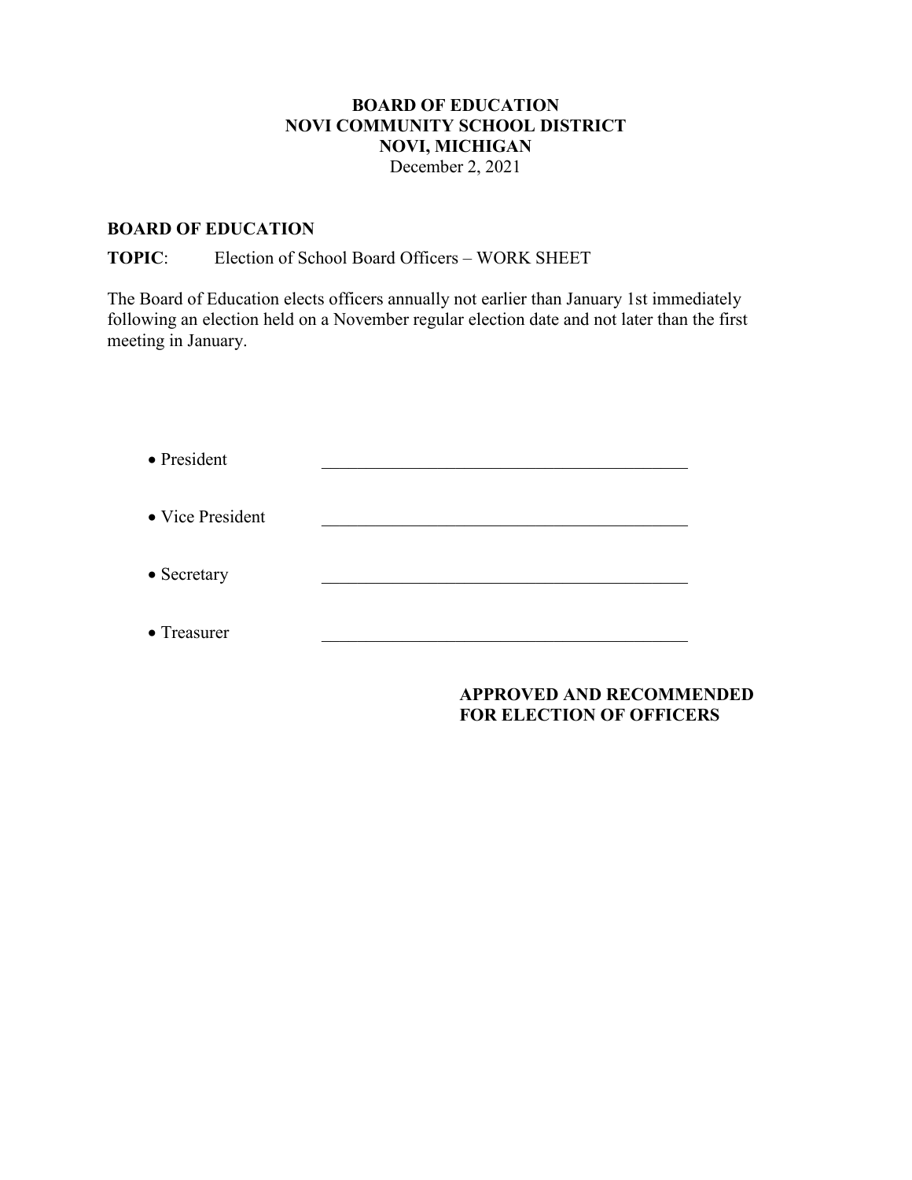**BOARD OF EDUCATION**
**NOVI COMMUNITY SCHOOL DISTRICT**
**NOVI, MICHIGAN**
December 2, 2021

**BOARD OF EDUCATION**

**TOPIC**: Election of School Board Officers – WORK SHEET

The Board of Education elects officers annually not earlier than January 1st immediately following an election held on a November regular election date and not later than the first meeting in January.

- President ____________________________________________
- Vice President ____________________________________________
- Secretary ____________________________________________
- Treasurer ____________________________________________

**APPROVED AND RECOMMENDED FOR ELECTION OF OFFICERS**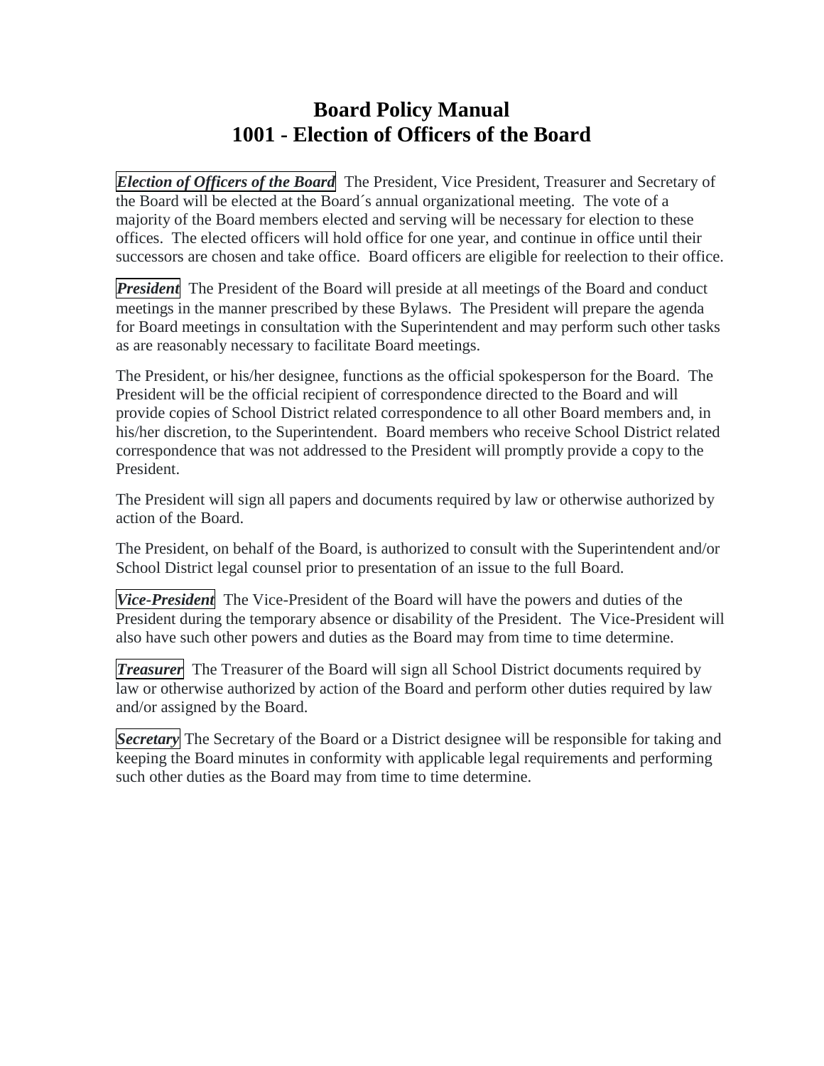# Board Policy Manual
# 1001 - Election of Officers of the Board

***Election of Officers of the Board*** The President, Vice President, Treasurer and Secretary of the Board will be elected at the Board´s annual organizational meeting. The vote of a majority of the Board members elected and serving will be necessary for election to these offices. The elected officers will hold office for one year, and continue in office until their successors are chosen and take office. Board officers are eligible for reelection to their office.

***President*** The President of the Board will preside at all meetings of the Board and conduct meetings in the manner prescribed by these Bylaws. The President will prepare the agenda for Board meetings in consultation with the Superintendent and may perform such other tasks as are reasonably necessary to facilitate Board meetings.

The President, or his/her designee, functions as the official spokesperson for the Board. The President will be the official recipient of correspondence directed to the Board and will provide copies of School District related correspondence to all other Board members and, in his/her discretion, to the Superintendent. Board members who receive School District related correspondence that was not addressed to the President will promptly provide a copy to the President.

The President will sign all papers and documents required by law or otherwise authorized by action of the Board.

The President, on behalf of the Board, is authorized to consult with the Superintendent and/or School District legal counsel prior to presentation of an issue to the full Board.

***Vice-President*** The Vice-President of the Board will have the powers and duties of the President during the temporary absence or disability of the President. The Vice-President will also have such other powers and duties as the Board may from time to time determine.

***Treasurer*** The Treasurer of the Board will sign all School District documents required by law or otherwise authorized by action of the Board and perform other duties required by law and/or assigned by the Board.

***Secretary*** The Secretary of the Board or a District designee will be responsible for taking and keeping the Board minutes in conformity with applicable legal requirements and performing such other duties as the Board may from time to time determine.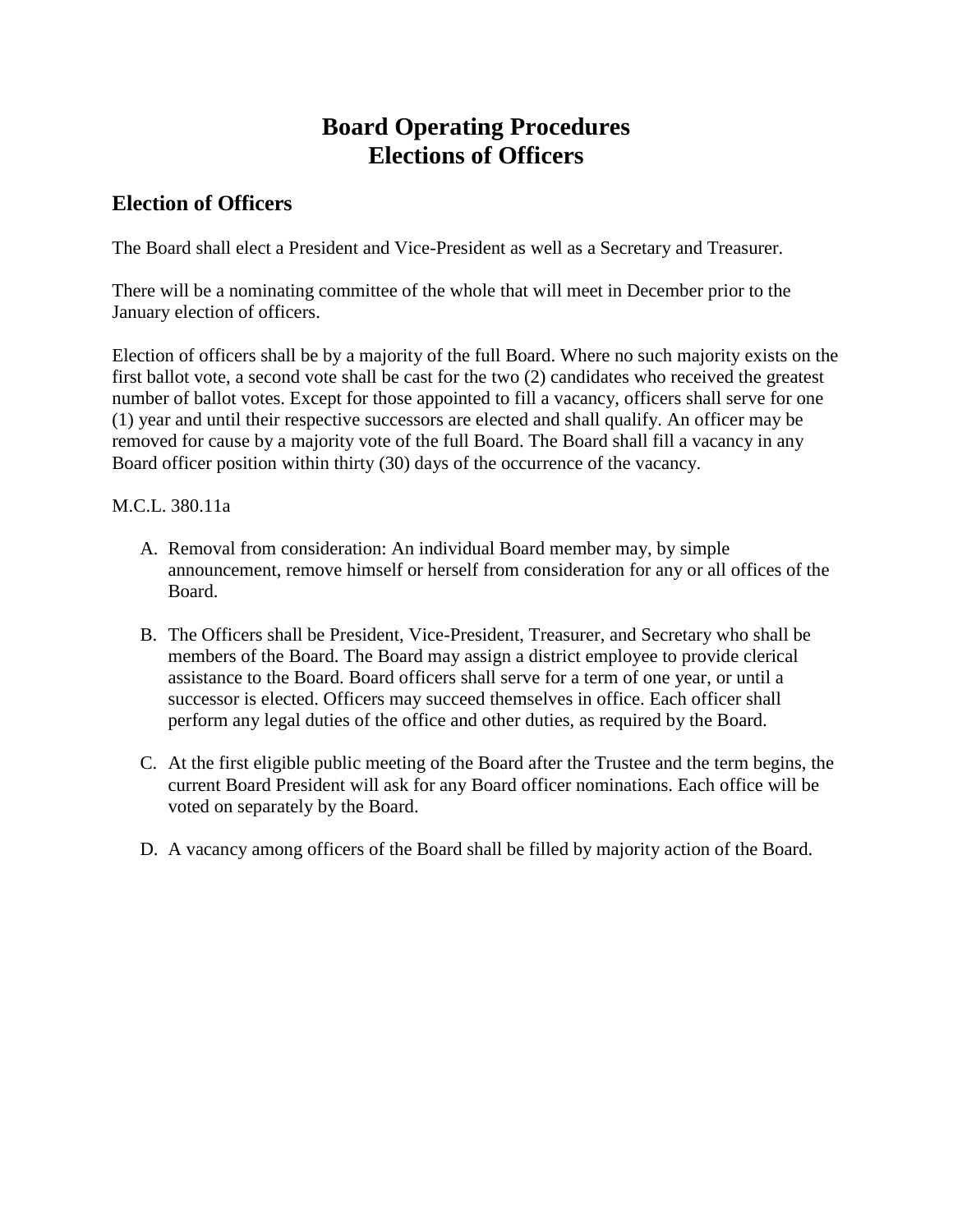# Board Operating Procedures
# Elections of Officers

## Election of Officers

The Board shall elect a President and Vice-President as well as a Secretary and Treasurer.

There will be a nominating committee of the whole that will meet in December prior to the January election of officers.

Election of officers shall be by a majority of the full Board. Where no such majority exists on the first ballot vote, a second vote shall be cast for the two (2) candidates who received the greatest number of ballot votes. Except for those appointed to fill a vacancy, officers shall serve for one (1) year and until their respective successors are elected and shall qualify. An officer may be removed for cause by a majority vote of the full Board. The Board shall fill a vacancy in any Board officer position within thirty (30) days of the occurrence of the vacancy.

M.C.L. 380.11a

A. Removal from consideration: An individual Board member may, by simple announcement, remove himself or herself from consideration for any or all offices of the Board.

B. The Officers shall be President, Vice-President, Treasurer, and Secretary who shall be members of the Board. The Board may assign a district employee to provide clerical assistance to the Board. Board officers shall serve for a term of one year, or until a successor is elected. Officers may succeed themselves in office. Each officer shall perform any legal duties of the office and other duties, as required by the Board.

C. At the first eligible public meeting of the Board after the Trustee and the term begins, the current Board President will ask for any Board officer nominations. Each office will be voted on separately by the Board.

D. A vacancy among officers of the Board shall be filled by majority action of the Board.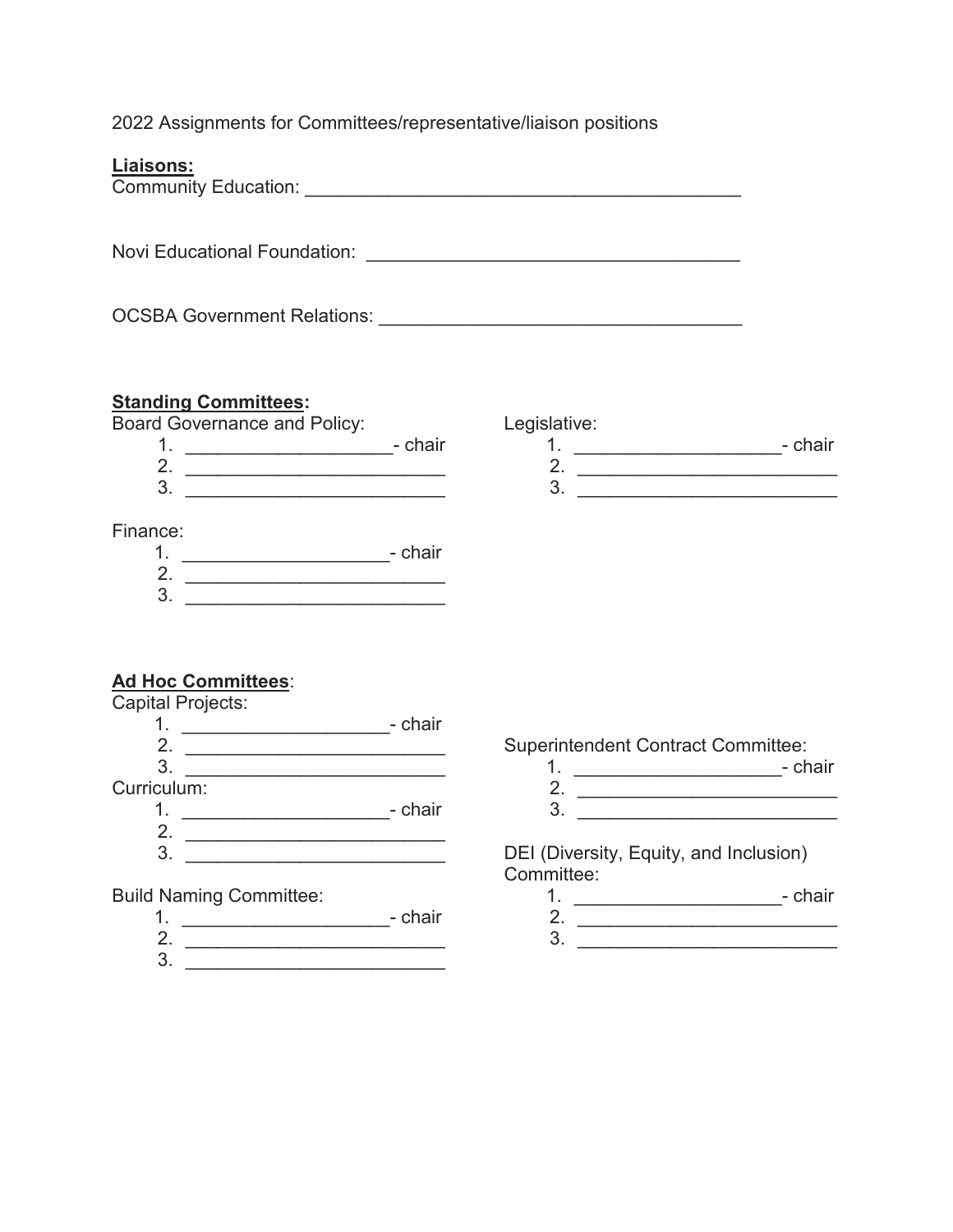2022 Assignments for Committees/representative/liaison positions

**Liaisons:**

Community Education: ___________________________________________

Novi Educational Foundation: _____________________________________

OCSBA Government Relations: _____________________________________

**Standing Committees:**

Board Governance and Policy:

1. ____________________- chair
2. _________________________
3. _________________________

Legislative:

1. ____________________- chair
2. _________________________
3. _________________________

Finance:

1. ____________________- chair
2. _________________________
3. _________________________

**Ad Hoc Committees**:

Capital Projects:

1. ____________________- chair
2. _________________________
3. _________________________

Curriculum:

1. ____________________- chair
2. _________________________
3. _________________________

Build Naming Committee:

1. ____________________- chair
2. _________________________
3. _________________________

Superintendent Contract Committee:

1. ____________________- chair
2. _________________________
3. _________________________

DEI (Diversity, Equity, and Inclusion) Committee:

1. ____________________- chair
2. _________________________
3. _________________________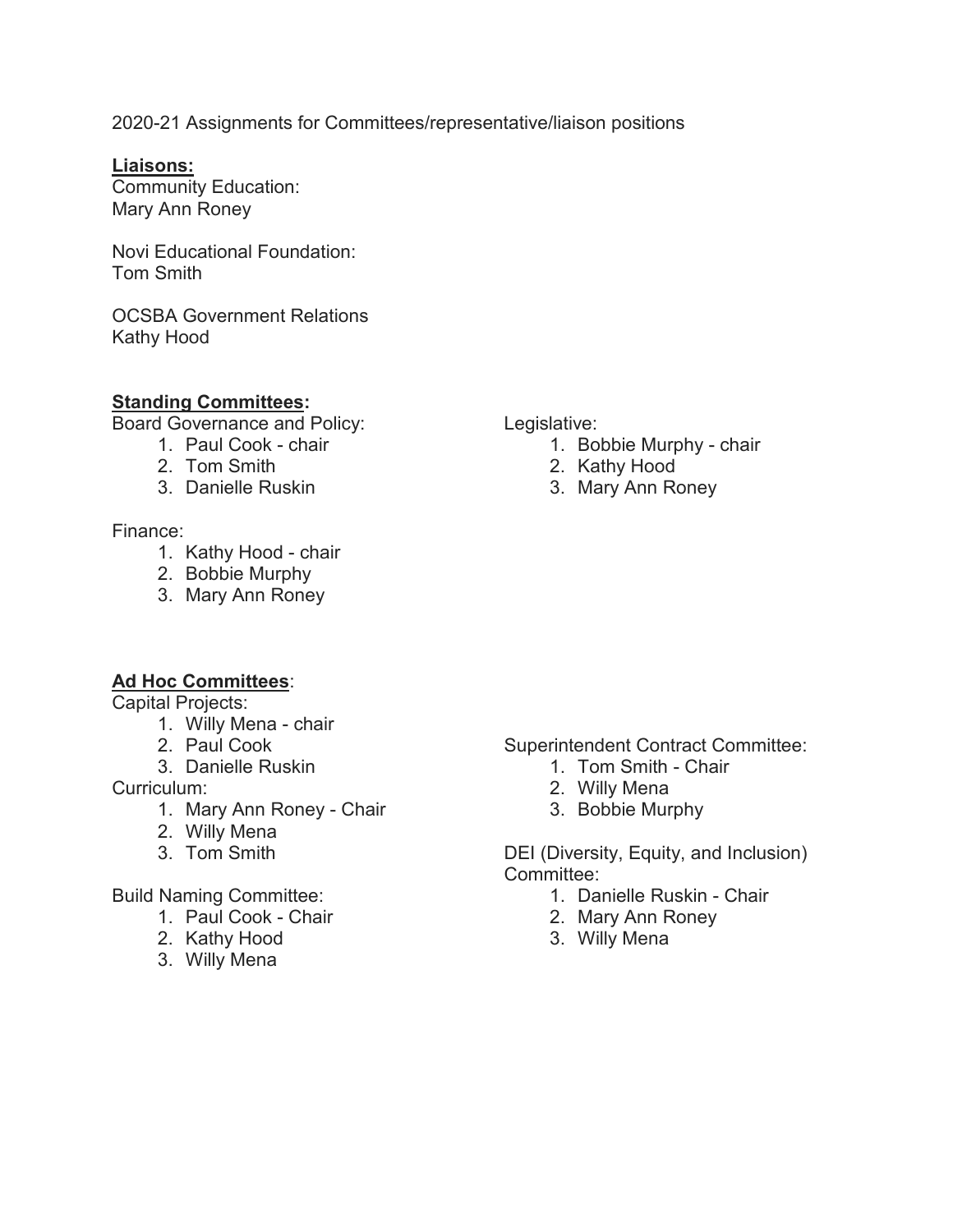2020-21 Assignments for Committees/representative/liaison positions

**Liaisons:**

Community Education:
Mary Ann Roney

Novi Educational Foundation:
Tom Smith

OCSBA Government Relations
Kathy Hood

**Standing Committees:**

Board Governance and Policy:

1. Paul Cook - chair
2. Tom Smith
3. Danielle Ruskin

Finance:

1. Kathy Hood - chair
2. Bobbie Murphy
3. Mary Ann Roney

Legislative:

1. Bobbie Murphy - chair
2. Kathy Hood
3. Mary Ann Roney

**Ad Hoc Committees**:

Capital Projects:

1. Willy Mena - chair
2. Paul Cook
3. Danielle Ruskin

Curriculum:

1. Mary Ann Roney - Chair
2. Willy Mena
3. Tom Smith

Build Naming Committee:

1. Paul Cook - Chair
2. Kathy Hood
3. Willy Mena

Superintendent Contract Committee:

1. Tom Smith - Chair
2. Willy Mena
3. Bobbie Murphy

DEI (Diversity, Equity, and Inclusion) Committee:

1. Danielle Ruskin - Chair
2. Mary Ann Roney
3. Willy Mena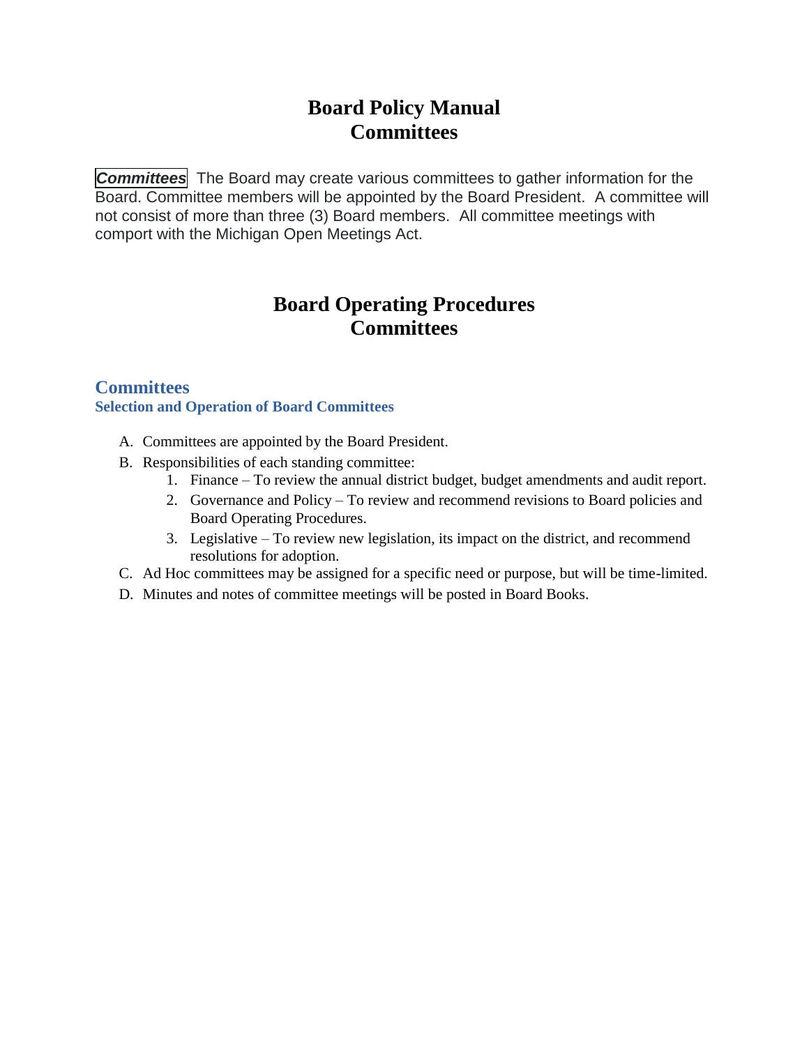# Board Policy Manual
# Committees

***Committees*** The Board may create various committees to gather information for the Board. Committee members will be appointed by the Board President. A committee will not consist of more than three (3) Board members. All committee meetings with comport with the Michigan Open Meetings Act.

# Board Operating Procedures
# Committees

## Committees

### Selection and Operation of Board Committees

A. Committees are appointed by the Board President.

B. Responsibilities of each standing committee:
   1. Finance – To review the annual district budget, budget amendments and audit report.
   2. Governance and Policy – To review and recommend revisions to Board policies and Board Operating Procedures.
   3. Legislative – To review new legislation, its impact on the district, and recommend resolutions for adoption.

C. Ad Hoc committees may be assigned for a specific need or purpose, but will be time-limited.

D. Minutes and notes of committee meetings will be posted in Board Books.